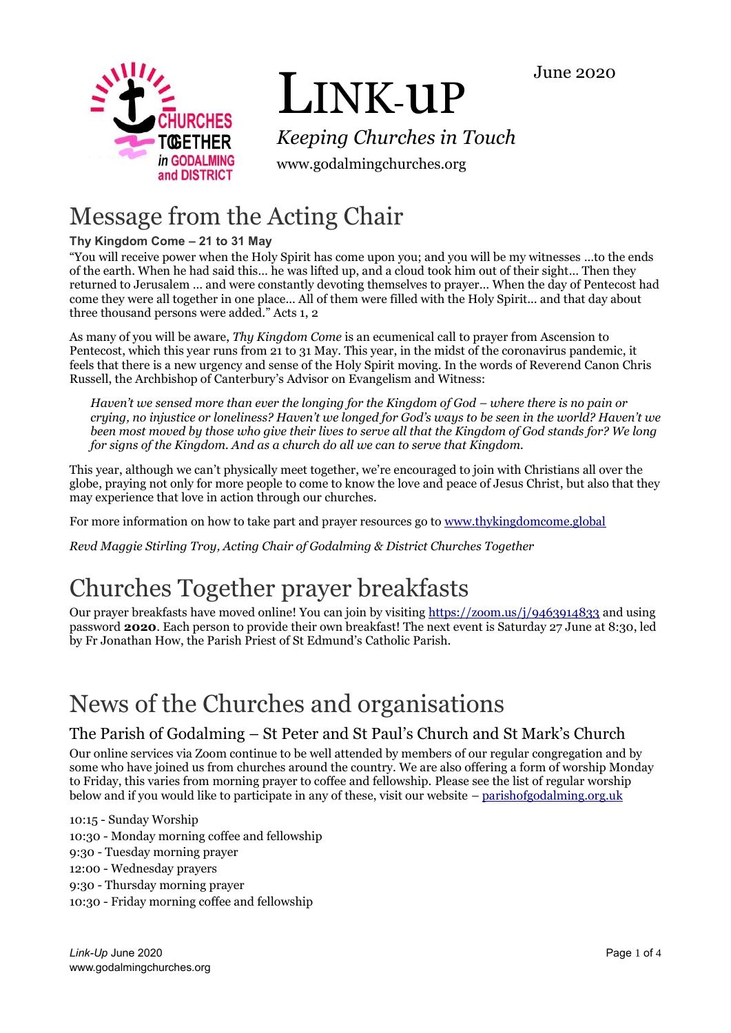June 2020

# LINK-UP

*Keeping Churches in Touch*

www.godalmingchurches.org

# Message from the Acting Chair

**Thy Kingdom Come – 21 to 31 May**

"You will receive power when the Holy Spirit has come upon you; and you will be my witnesses …to the ends of the earth. When he had said this… he was lifted up, and a cloud took him out of their sight… Then they returned to Jerusalem … and were constantly devoting themselves to prayer… When the day of Pentecost had come they were all together in one place… All of them were filled with the Holy Spirit… and that day about three thousand persons were added." Acts 1, 2

As many of you will be aware, *Thy Kingdom Come* is an ecumenical call to prayer from Ascension to Pentecost, which this year runs from 21 to 31 May. This year, in the midst of the coronavirus pandemic, it feels that there is a new urgency and sense of the Holy Spirit moving. In the words of Reverend Canon Chris Russell, the Archbishop of Canterbury's Advisor on Evangelism and Witness:

> *Haven't we sensed more than ever the longing for the Kingdom of God – where there is no pain or crying, no injustice or loneliness? Haven't we longed for God's ways to be seen in the world? Haven't we been most moved by those who give their lives to serve all that the Kingdom of God stands for? We long for signs of the Kingdom. And as a church do all we can to serve that Kingdom.*

This year, although we can't physically meet together, we're encouraged to join with Christians all over the globe, praying not only for more people to come to know the love and peace of Jesus Christ, but also that they may experience that love in action through our churches.

For more information on how to take part and prayer resources go to www.thykingdomcome.global

*Revd Maggie Stirling Troy, Acting Chair of Godalming & District Churches Together*

# Churches Together prayer breakfasts

Our prayer breakfasts have moved online! You can join by visiting https://zoom.us/j/9463914833 and using password **2020**. Each person to provide their own breakfast! The next event is Saturday 27 June at 8:30, led by Fr Jonathan How, the Parish Priest of St Edmund's Catholic Parish.

# News of the Churches and organisations

## The Parish of Godalming – St Peter and St Paul's Church and St Mark's Church

Our online services via Zoom continue to be well attended by members of our regular congregation and by some who have joined us from churches around the country. We are also offering a form of worship Monday to Friday, this varies from morning prayer to coffee and fellowship. Please see the list of regular worship below and if you would like to participate in any of these, visit our website – parishofgodalming.org.uk

10:15 - Sunday Worship
10:30 - Monday morning coffee and fellowship
9:30 - Tuesday morning prayer
12:00 - Wednesday prayers
9:30 - Thursday morning prayer
10:30 - Friday morning coffee and fellowship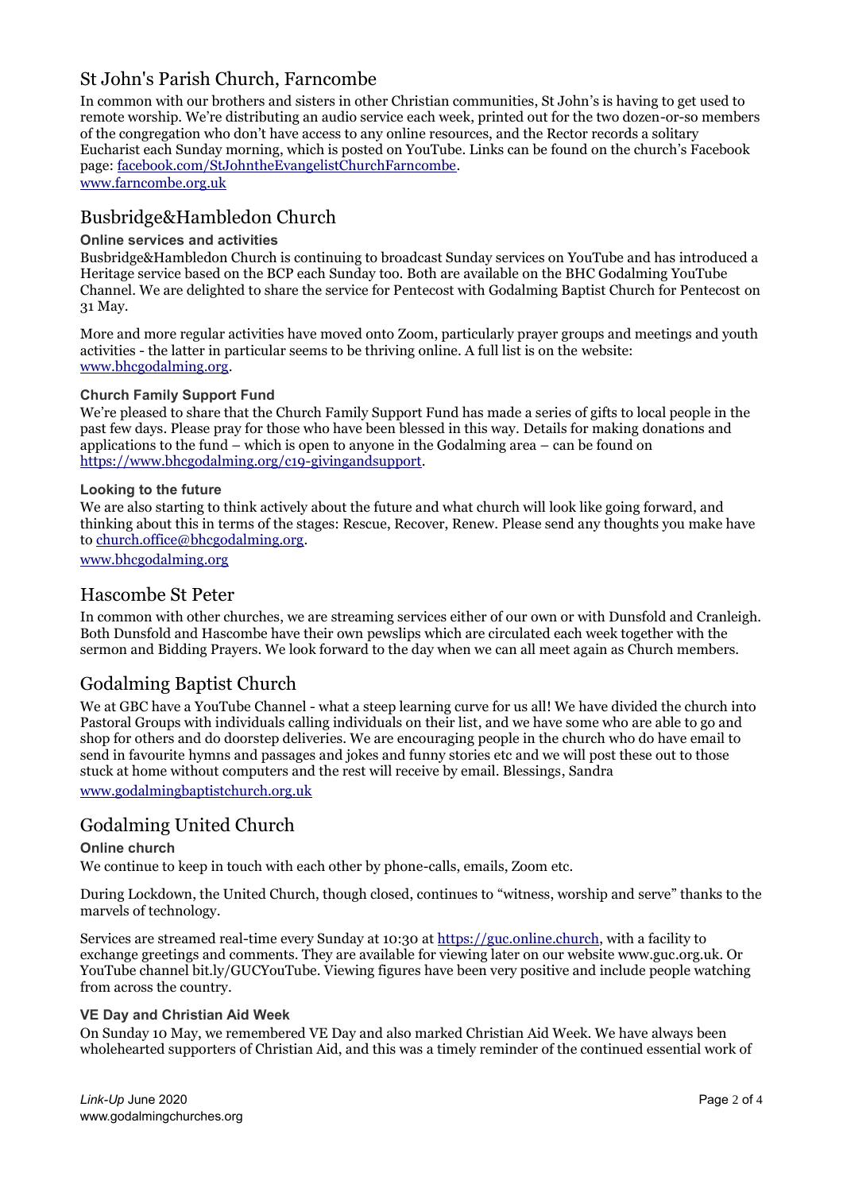## St John's Parish Church, Farncombe

In common with our brothers and sisters in other Christian communities, St John's is having to get used to remote worship. We're distributing an audio service each week, printed out for the two dozen-or-so members of the congregation who don't have access to any online resources, and the Rector records a solitary Eucharist each Sunday morning, which is posted on YouTube. Links can be found on the church's Facebook page: [facebook.com/StJohntheEvangelistChurchFarncombe](facebook.com/StJohntheEvangelistChurchFarncombe).

[www.farncombe.org.uk](www.farncombe.org.uk)

## Busbridge&Hambledon Church

### Online services and activities

Busbridge&Hambledon Church is continuing to broadcast Sunday services on YouTube and has introduced a Heritage service based on the BCP each Sunday too. Both are available on the BHC Godalming YouTube Channel. We are delighted to share the service for Pentecost with Godalming Baptist Church for Pentecost on 31 May.

More and more regular activities have moved onto Zoom, particularly prayer groups and meetings and youth activities - the latter in particular seems to be thriving online. A full list is on the website: [www.bhcgodalming.org](www.bhcgodalming.org).

### Church Family Support Fund

We're pleased to share that the Church Family Support Fund has made a series of gifts to local people in the past few days. Please pray for those who have been blessed in this way. Details for making donations and applications to the fund – which is open to anyone in the Godalming area – can be found on [https://www.bhcgodalming.org/c19-givingandsupport](https://www.bhcgodalming.org/c19-givingandsupport).

### Looking to the future

We are also starting to think actively about the future and what church will look like going forward, and thinking about this in terms of the stages: Rescue, Recover, Renew. Please send any thoughts you make have to [church.office@bhcgodalming.org](mailto:church.office@bhcgodalming.org).

[www.bhcgodalming.org](www.bhcgodalming.org)

## Hascombe St Peter

In common with other churches, we are streaming services either of our own or with Dunsfold and Cranleigh. Both Dunsfold and Hascombe have their own pewslips which are circulated each week together with the sermon and Bidding Prayers. We look forward to the day when we can all meet again as Church members.

## Godalming Baptist Church

We at GBC have a YouTube Channel - what a steep learning curve for us all! We have divided the church into Pastoral Groups with individuals calling individuals on their list, and we have some who are able to go and shop for others and do doorstep deliveries. We are encouraging people in the church who do have email to send in favourite hymns and passages and jokes and funny stories etc and we will post these out to those stuck at home without computers and the rest will receive by email. Blessings, Sandra

[www.godalmingbaptistchurch.org.uk](www.godalmingbaptistchurch.org.uk)

## Godalming United Church

### Online church

We continue to keep in touch with each other by phone-calls, emails, Zoom etc.

During Lockdown, the United Church, though closed, continues to "witness, worship and serve" thanks to the marvels of technology.

Services are streamed real-time every Sunday at 10:30 at [https://guc.online.church](https://guc.online.church), with a facility to exchange greetings and comments. They are available for viewing later on our website www.guc.org.uk. Or YouTube channel bit.ly/GUCYouTube. Viewing figures have been very positive and include people watching from across the country.

### VE Day and Christian Aid Week

On Sunday 10 May, we remembered VE Day and also marked Christian Aid Week. We have always been wholehearted supporters of Christian Aid, and this was a timely reminder of the continued essential work of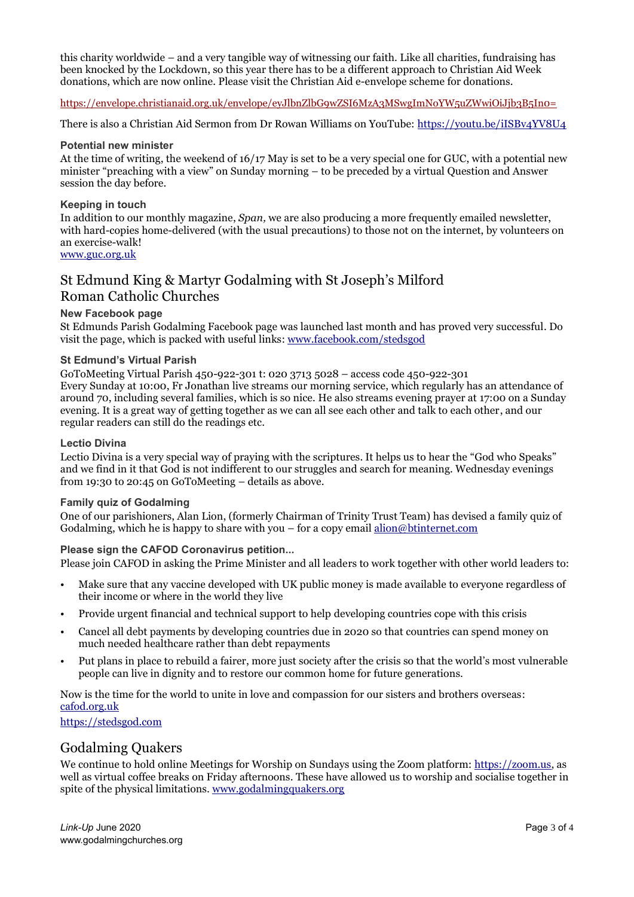this charity worldwide – and a very tangible way of witnessing our faith. Like all charities, fundraising has been knocked by the Lockdown, so this year there has to be a different approach to Christian Aid Week donations, which are now online. Please visit the Christian Aid e-envelope scheme for donations.

https://envelope.christianaid.org.uk/envelope/eyJlbnZlbG9wZSI6MzA3MSwgImNoYW5uZWwiOiJjb3B5In0=

There is also a Christian Aid Sermon from Dr Rowan Williams on YouTube: https://youtu.be/iISBv4YV8U4

### Potential new minister

At the time of writing, the weekend of 16/17 May is set to be a very special one for GUC, with a potential new minister "preaching with a view" on Sunday morning – to be preceded by a virtual Question and Answer session the day before.

### Keeping in touch

In addition to our monthly magazine, *Span,* we are also producing a more frequently emailed newsletter, with hard-copies home-delivered (with the usual precautions) to those not on the internet, by volunteers on an exercise-walk!
www.guc.org.uk

## St Edmund King & Martyr Godalming with St Joseph's Milford Roman Catholic Churches

### New Facebook page

St Edmunds Parish Godalming Facebook page was launched last month and has proved very successful. Do visit the page, which is packed with useful links: www.facebook.com/stedsgod

### St Edmund's Virtual Parish

GoToMeeting Virtual Parish 450-922-301 t: 020 3713 5028 – access code 450-922-301
Every Sunday at 10:00, Fr Jonathan live streams our morning service, which regularly has an attendance of around 70, including several families, which is so nice. He also streams evening prayer at 17:00 on a Sunday evening. It is a great way of getting together as we can all see each other and talk to each other, and our regular readers can still do the readings etc.

### Lectio Divina

Lectio Divina is a very special way of praying with the scriptures. It helps us to hear the "God who Speaks" and we find in it that God is not indifferent to our struggles and search for meaning. Wednesday evenings from 19:30 to 20:45 on GoToMeeting – details as above.

### Family quiz of Godalming

One of our parishioners, Alan Lion, (formerly Chairman of Trinity Trust Team) has devised a family quiz of Godalming, which he is happy to share with you – for a copy email alion@btinternet.com

### Please sign the CAFOD Coronavirus petition...

Please join CAFOD in asking the Prime Minister and all leaders to work together with other world leaders to:

- Make sure that any vaccine developed with UK public money is made available to everyone regardless of their income or where in the world they live
- Provide urgent financial and technical support to help developing countries cope with this crisis
- Cancel all debt payments by developing countries due in 2020 so that countries can spend money on much needed healthcare rather than debt repayments
- Put plans in place to rebuild a fairer, more just society after the crisis so that the world's most vulnerable people can live in dignity and to restore our common home for future generations.

Now is the time for the world to unite in love and compassion for our sisters and brothers overseas: cafod.org.uk
https://stedsgod.com

## Godalming Quakers

We continue to hold online Meetings for Worship on Sundays using the Zoom platform: https://zoom.us, as well as virtual coffee breaks on Friday afternoons. These have allowed us to worship and socialise together in spite of the physical limitations. www.godalmingquakers.org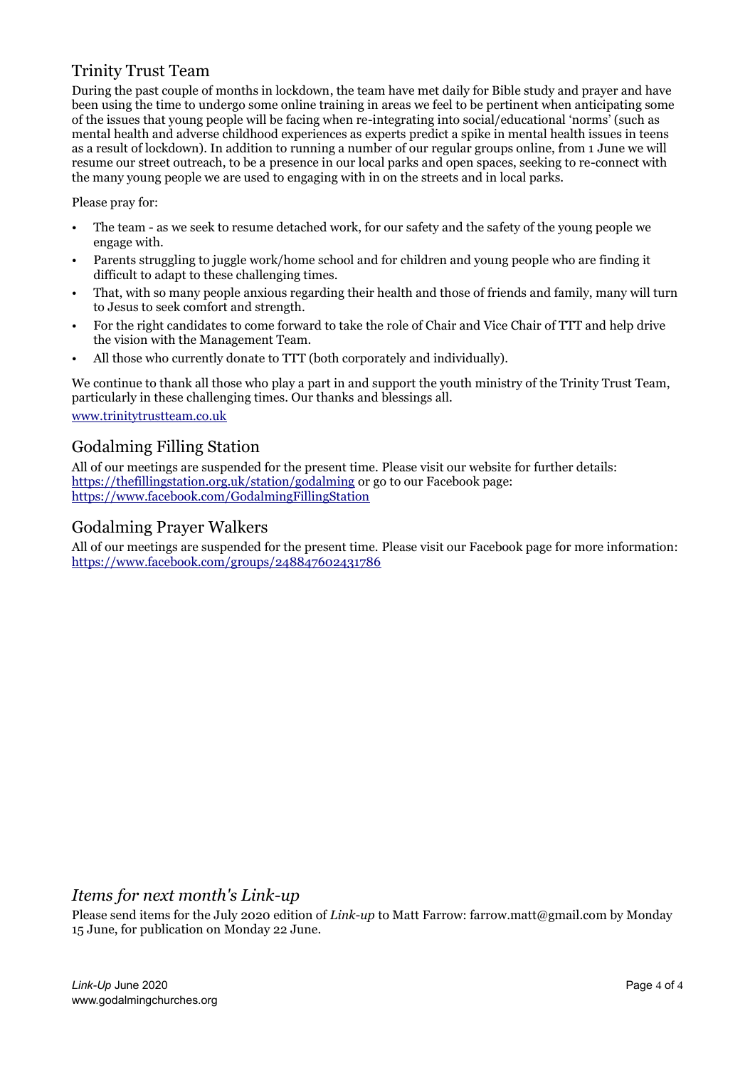## Trinity Trust Team

During the past couple of months in lockdown, the team have met daily for Bible study and prayer and have been using the time to undergo some online training in areas we feel to be pertinent when anticipating some of the issues that young people will be facing when re-integrating into social/educational 'norms' (such as mental health and adverse childhood experiences as experts predict a spike in mental health issues in teens as a result of lockdown). In addition to running a number of our regular groups online, from 1 June we will resume our street outreach, to be a presence in our local parks and open spaces, seeking to re-connect with the many young people we are used to engaging with in on the streets and in local parks.

Please pray for:

- The team - as we seek to resume detached work, for our safety and the safety of the young people we engage with.
- Parents struggling to juggle work/home school and for children and young people who are finding it difficult to adapt to these challenging times.
- That, with so many people anxious regarding their health and those of friends and family, many will turn to Jesus to seek comfort and strength.
- For the right candidates to come forward to take the role of Chair and Vice Chair of TTT and help drive the vision with the Management Team.
- All those who currently donate to TTT (both corporately and individually).

We continue to thank all those who play a part in and support the youth ministry of the Trinity Trust Team, particularly in these challenging times. Our thanks and blessings all.

www.trinitytrustteam.co.uk

## Godalming Filling Station

All of our meetings are suspended for the present time. Please visit our website for further details: https://thefillingstation.org.uk/station/godalming or go to our Facebook page: https://www.facebook.com/GodalmingFillingStation

## Godalming Prayer Walkers

All of our meetings are suspended for the present time. Please visit our Facebook page for more information: https://www.facebook.com/groups/248847602431786

## *Items for next month's Link-up*

Please send items for the July 2020 edition of *Link-up* to Matt Farrow: farrow.matt@gmail.com by Monday 15 June, for publication on Monday 22 June.